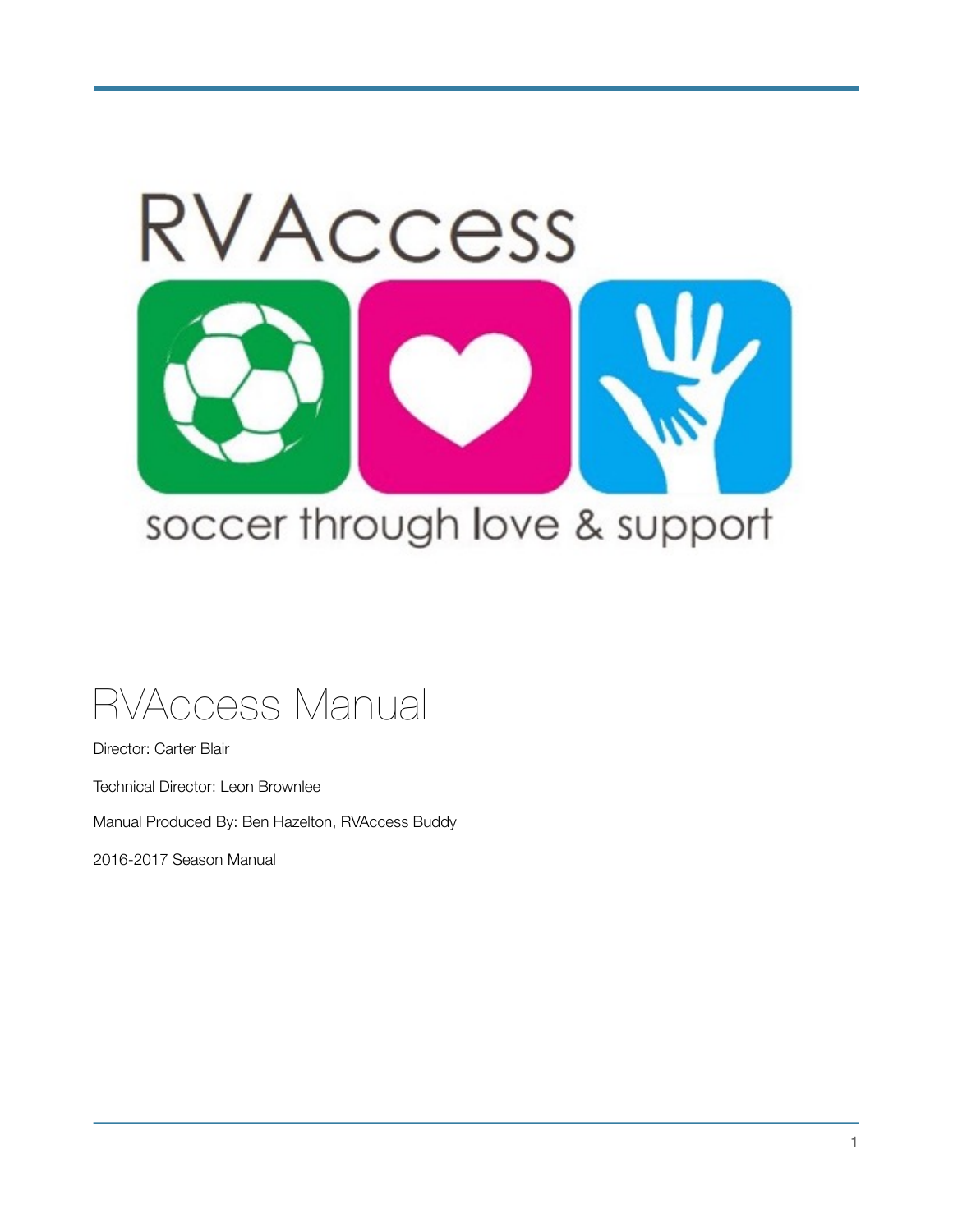RVAccess

soccer through love & support

# RVAccess Manual

Director: Carter Blair

Technical Director: Leon Brownlee

Manual Produced By: Ben Hazelton, RVAccess Buddy

2016-2017 Season Manual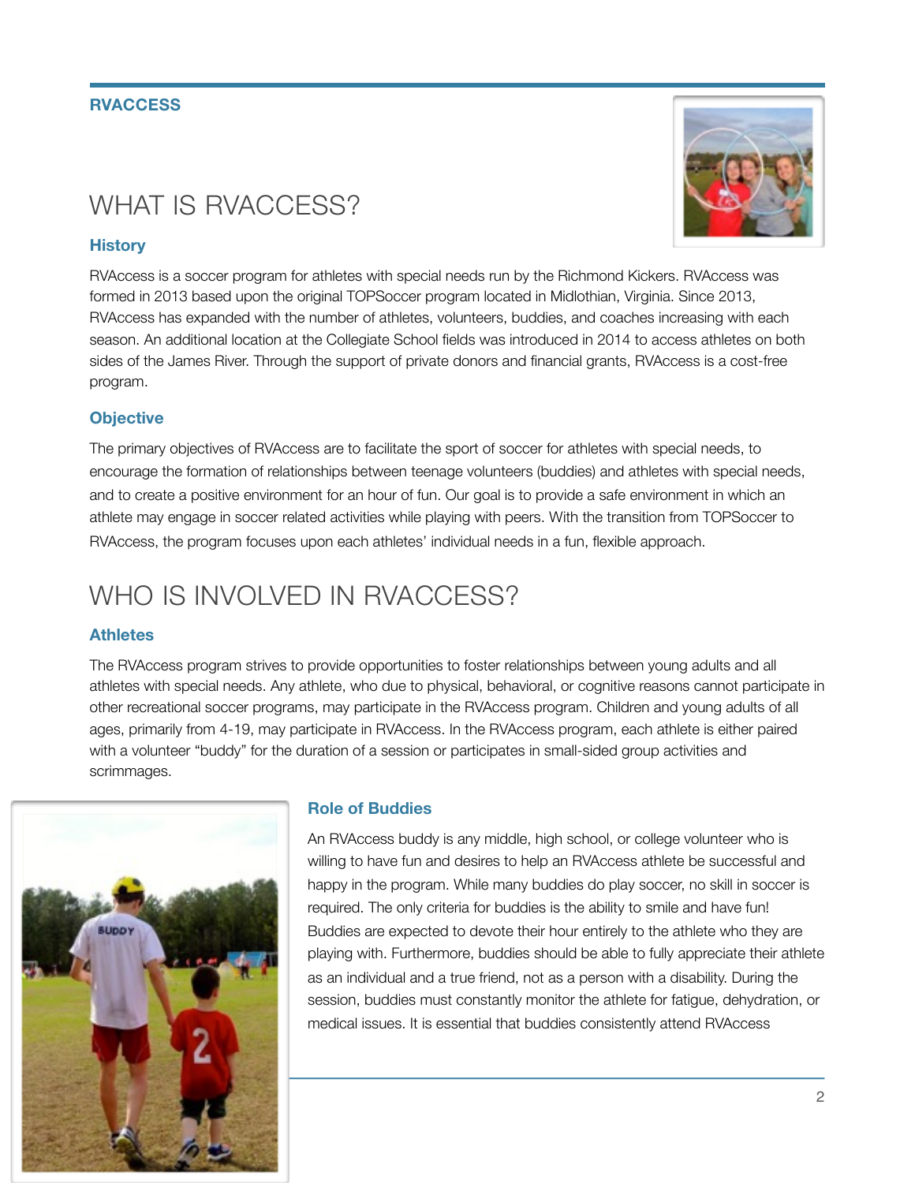# RVACCESS

## WHAT IS RVACCESS?

### History

RVAccess is a soccer program for athletes with special needs run by the Richmond Kickers. RVAccess was formed in 2013 based upon the original TOPSoccer program located in Midlothian, Virginia. Since 2013, RVAccess has expanded with the number of athletes, volunteers, buddies, and coaches increasing with each season. An additional location at the Collegiate School fields was introduced in 2014 to access athletes on both sides of the James River. Through the support of private donors and financial grants, RVAccess is a cost-free program.

### Objective

The primary objectives of RVAccess are to facilitate the sport of soccer for athletes with special needs, to encourage the formation of relationships between teenage volunteers (buddies) and athletes with special needs, and to create a positive environment for an hour of fun. Our goal is to provide a safe environment in which an athlete may engage in soccer related activities while playing with peers. With the transition from TOPSoccer to RVAccess, the program focuses upon each athletes' individual needs in a fun, flexible approach.

## WHO IS INVOLVED IN RVACCESS?

### Athletes

The RVAccess program strives to provide opportunities to foster relationships between young adults and all athletes with special needs. Any athlete, who due to physical, behavioral, or cognitive reasons cannot participate in other recreational soccer programs, may participate in the RVAccess program. Children and young adults of all ages, primarily from 4-19, may participate in RVAccess. In the RVAccess program, each athlete is either paired with a volunteer "buddy" for the duration of a session or participates in small-sided group activities and scrimmages.

### Role of Buddies

An RVAccess buddy is any middle, high school, or college volunteer who is willing to have fun and desires to help an RVAccess athlete be successful and happy in the program. While many buddies do play soccer, no skill in soccer is required. The only criteria for buddies is the ability to smile and have fun! Buddies are expected to devote their hour entirely to the athlete who they are playing with. Furthermore, buddies should be able to fully appreciate their athlete as an individual and a true friend, not as a person with a disability. During the session, buddies must constantly monitor the athlete for fatigue, dehydration, or medical issues. It is essential that buddies consistently attend RVAccess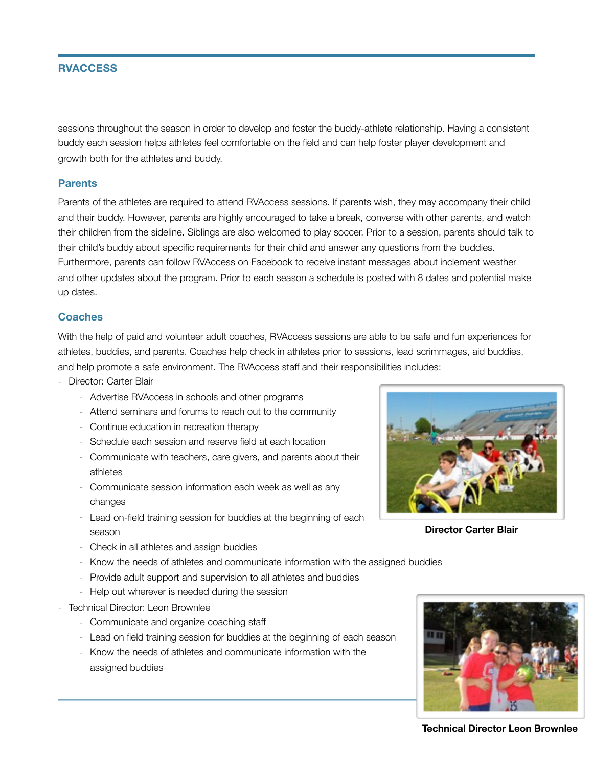sessions throughout the season in order to develop and foster the buddy-athlete relationship. Having a consistent buddy each session helps athletes feel comfortable on the field and can help foster player development and growth both for the athletes and buddy.

### Parents

Parents of the athletes are required to attend RVAccess sessions. If parents wish, they may accompany their child and their buddy. However, parents are highly encouraged to take a break, converse with other parents, and watch their children from the sideline. Siblings are also welcomed to play soccer. Prior to a session, parents should talk to their child's buddy about specific requirements for their child and answer any questions from the buddies. Furthermore, parents can follow RVAccess on Facebook to receive instant messages about inclement weather and other updates about the program. Prior to each season a schedule is posted with 8 dates and potential make up dates.

### Coaches

With the help of paid and volunteer adult coaches, RVAccess sessions are able to be safe and fun experiences for athletes, buddies, and parents. Coaches help check in athletes prior to sessions, lead scrimmages, aid buddies, and help promote a safe environment. The RVAccess staff and their responsibilities includes:

- Director: Carter Blair
  - Advertise RVAccess in schools and other programs
  - Attend seminars and forums to reach out to the community
  - Continue education in recreation therapy
  - Schedule each session and reserve field at each location
  - Communicate with teachers, care givers, and parents about their athletes
  - Communicate session information each week as well as any changes
  - Lead on-field training session for buddies at the beginning of each season
  - Check in all athletes and assign buddies
  - Know the needs of athletes and communicate information with the assigned buddies
  - Provide adult support and supervision to all athletes and buddies
  - Help out wherever is needed during the session

**Director Carter Blair**

- Technical Director: Leon Brownlee
  - Communicate and organize coaching staff
  - Lead on field training session for buddies at the beginning of each season
  - Know the needs of athletes and communicate information with the assigned buddies

**Technical Director Leon Brownlee**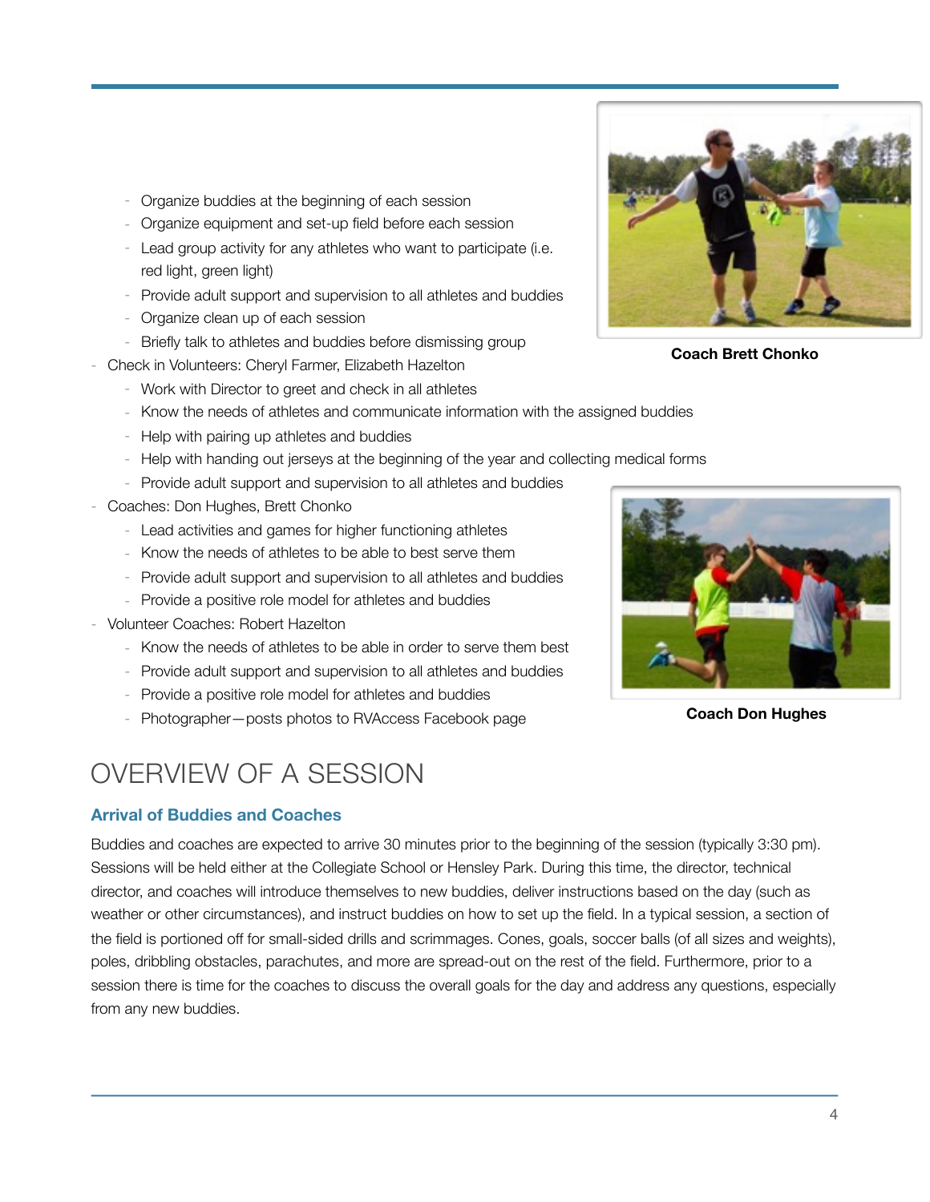- Organize buddies at the beginning of each session
  - Organize equipment and set-up field before each session
  - Lead group activity for any athletes who want to participate (i.e. red light, green light)
  - Provide adult support and supervision to all athletes and buddies
  - Organize clean up of each session
  - Briefly talk to athletes and buddies before dismissing group
- Check in Volunteers: Cheryl Farmer, Elizabeth Hazelton
  - Work with Director to greet and check in all athletes
  - Know the needs of athletes and communicate information with the assigned buddies
  - Help with pairing up athletes and buddies
  - Help with handing out jerseys at the beginning of the year and collecting medical forms
  - Provide adult support and supervision to all athletes and buddies
- Coaches: Don Hughes, Brett Chonko
  - Lead activities and games for higher functioning athletes
  - Know the needs of athletes to be able to best serve them
  - Provide adult support and supervision to all athletes and buddies
  - Provide a positive role model for athletes and buddies
- Volunteer Coaches: Robert Hazelton
  - Know the needs of athletes to be able in order to serve them best
  - Provide adult support and supervision to all athletes and buddies
  - Provide a positive role model for athletes and buddies
  - Photographer—posts photos to RVAccess Facebook page

**Coach Brett Chonko**

**Coach Don Hughes**

# OVERVIEW OF A SESSION

### Arrival of Buddies and Coaches

Buddies and coaches are expected to arrive 30 minutes prior to the beginning of the session (typically 3:30 pm). Sessions will be held either at the Collegiate School or Hensley Park. During this time, the director, technical director, and coaches will introduce themselves to new buddies, deliver instructions based on the day (such as weather or other circumstances), and instruct buddies on how to set up the field. In a typical session, a section of the field is portioned off for small-sided drills and scrimmages. Cones, goals, soccer balls (of all sizes and weights), poles, dribbling obstacles, parachutes, and more are spread-out on the rest of the field. Furthermore, prior to a session there is time for the coaches to discuss the overall goals for the day and address any questions, especially from any new buddies.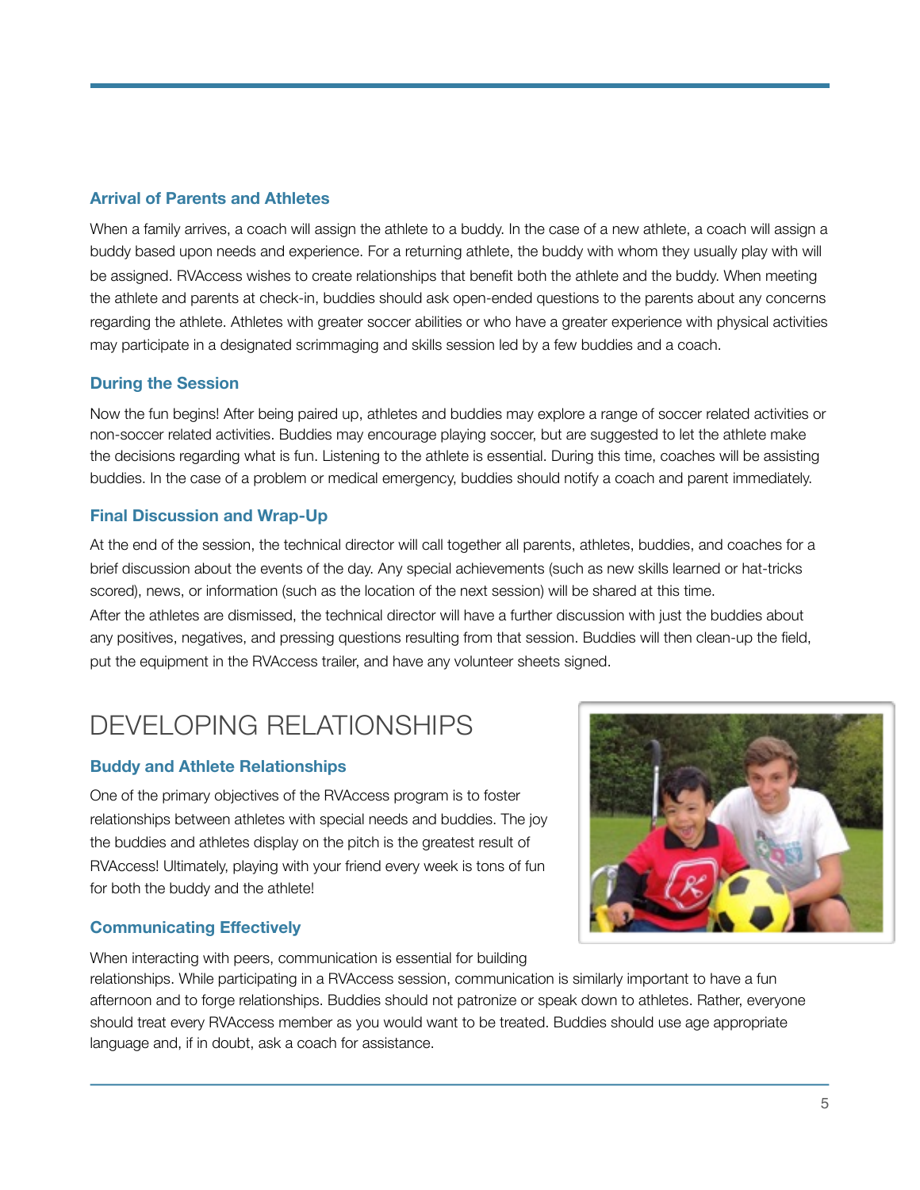### Arrival of Parents and Athletes

When a family arrives, a coach will assign the athlete to a buddy. In the case of a new athlete, a coach will assign a buddy based upon needs and experience. For a returning athlete, the buddy with whom they usually play with will be assigned. RVAccess wishes to create relationships that benefit both the athlete and the buddy. When meeting the athlete and parents at check-in, buddies should ask open-ended questions to the parents about any concerns regarding the athlete. Athletes with greater soccer abilities or who have a greater experience with physical activities may participate in a designated scrimmaging and skills session led by a few buddies and a coach.

### During the Session

Now the fun begins! After being paired up, athletes and buddies may explore a range of soccer related activities or non-soccer related activities. Buddies may encourage playing soccer, but are suggested to let the athlete make the decisions regarding what is fun. Listening to the athlete is essential. During this time, coaches will be assisting buddies. In the case of a problem or medical emergency, buddies should notify a coach and parent immediately.

### Final Discussion and Wrap-Up

At the end of the session, the technical director will call together all parents, athletes, buddies, and coaches for a brief discussion about the events of the day. Any special achievements (such as new skills learned or hat-tricks scored), news, or information (such as the location of the next session) will be shared at this time.

After the athletes are dismissed, the technical director will have a further discussion with just the buddies about any positives, negatives, and pressing questions resulting from that session. Buddies will then clean-up the field, put the equipment in the RVAccess trailer, and have any volunteer sheets signed.

## DEVELOPING RELATIONSHIPS

### Buddy and Athlete Relationships

One of the primary objectives of the RVAccess program is to foster relationships between athletes with special needs and buddies. The joy the buddies and athletes display on the pitch is the greatest result of RVAccess! Ultimately, playing with your friend every week is tons of fun for both the buddy and the athlete!

### Communicating Effectively

When interacting with peers, communication is essential for building relationships. While participating in a RVAccess session, communication is similarly important to have a fun afternoon and to forge relationships. Buddies should not patronize or speak down to athletes. Rather, everyone should treat every RVAccess member as you would want to be treated. Buddies should use age appropriate language and, if in doubt, ask a coach for assistance.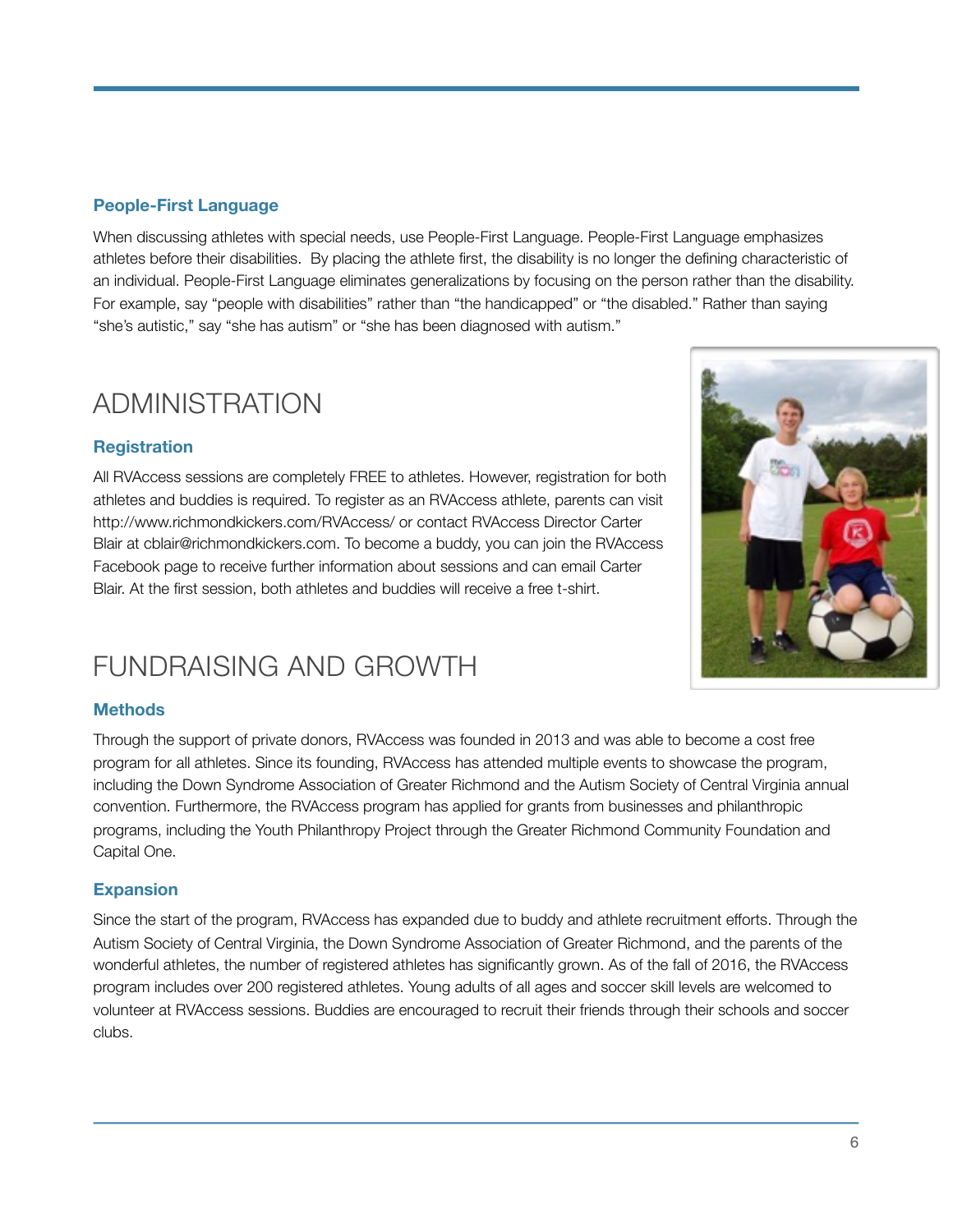### People-First Language

When discussing athletes with special needs, use People-First Language. People-First Language emphasizes athletes before their disabilities. By placing the athlete first, the disability is no longer the defining characteristic of an individual. People-First Language eliminates generalizations by focusing on the person rather than the disability. For example, say "people with disabilities" rather than "the handicapped" or "the disabled." Rather than saying "she's autistic," say "she has autism" or "she has been diagnosed with autism."

## ADMINISTRATION

### Registration

All RVAccess sessions are completely FREE to athletes. However, registration for both athletes and buddies is required. To register as an RVAccess athlete, parents can visit http://www.richmondkickers.com/RVAccess/ or contact RVAccess Director Carter Blair at cblair@richmondkickers.com. To become a buddy, you can join the RVAccess Facebook page to receive further information about sessions and can email Carter Blair. At the first session, both athletes and buddies will receive a free t-shirt.

## FUNDRAISING AND GROWTH

### Methods

Through the support of private donors, RVAccess was founded in 2013 and was able to become a cost free program for all athletes. Since its founding, RVAccess has attended multiple events to showcase the program, including the Down Syndrome Association of Greater Richmond and the Autism Society of Central Virginia annual convention. Furthermore, the RVAccess program has applied for grants from businesses and philanthropic programs, including the Youth Philanthropy Project through the Greater Richmond Community Foundation and Capital One.

### Expansion

Since the start of the program, RVAccess has expanded due to buddy and athlete recruitment efforts. Through the Autism Society of Central Virginia, the Down Syndrome Association of Greater Richmond, and the parents of the wonderful athletes, the number of registered athletes has significantly grown. As of the fall of 2016, the RVAccess program includes over 200 registered athletes. Young adults of all ages and soccer skill levels are welcomed to volunteer at RVAccess sessions. Buddies are encouraged to recruit their friends through their schools and soccer clubs.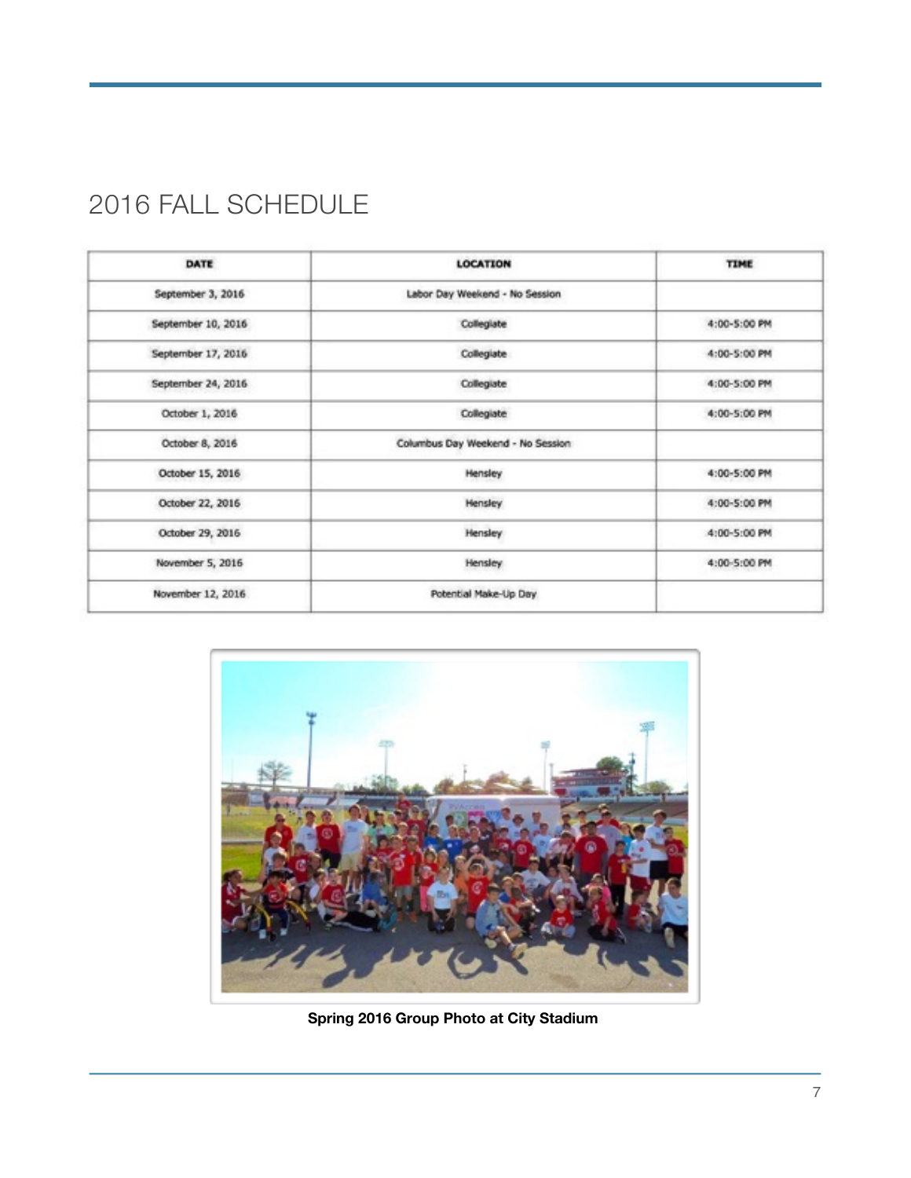# 2016 FALL SCHEDULE

| DATE | LOCATION | TIME |
|---|---|---|
| September 3, 2016 | Labor Day Weekend - No Session | |
| September 10, 2016 | Collegiate | 4:00-5:00 PM |
| September 17, 2016 | Collegiate | 4:00-5:00 PM |
| September 24, 2016 | Collegiate | 4:00-5:00 PM |
| October 1, 2016 | Collegiate | 4:00-5:00 PM |
| October 8, 2016 | Columbus Day Weekend - No Session | |
| October 15, 2016 | Hensley | 4:00-5:00 PM |
| October 22, 2016 | Hensley | 4:00-5:00 PM |
| October 29, 2016 | Hensley | 4:00-5:00 PM |
| November 5, 2016 | Hensley | 4:00-5:00 PM |
| November 12, 2016 | Potential Make-Up Day | |

**Spring 2016 Group Photo at City Stadium**